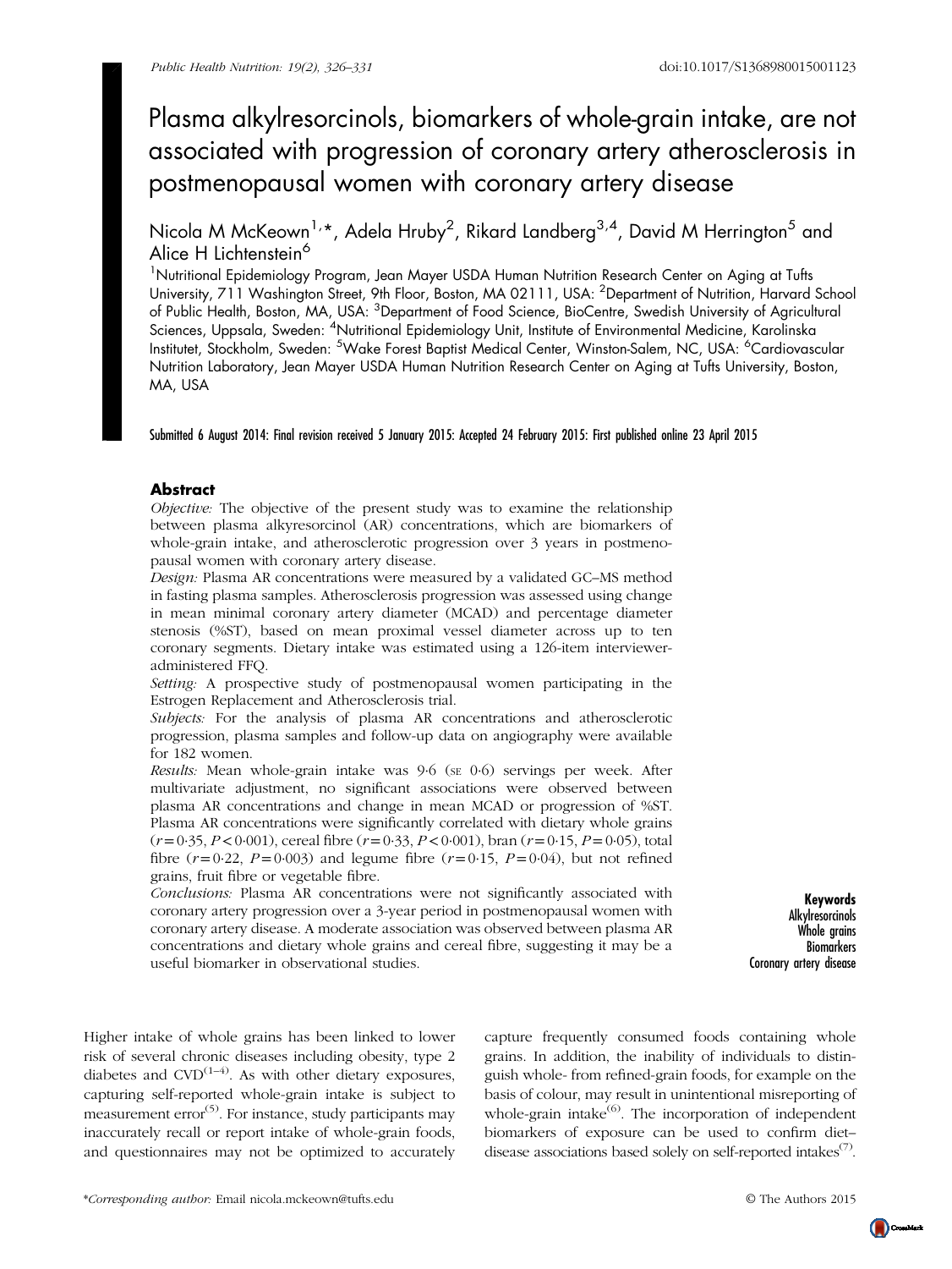# Plasma alkylresorcinols, biomarkers of whole-grain intake, are not associated with progression of coronary artery atherosclerosis in postmenopausal women with coronary artery disease

Nicola M McKeown[1,]*, Adela Hruby[2], Rikard Landberg[3,4], David M Herrington[5] and Alice H Lichtenstein[6]

[1]Nutritional Epidemiology Program, Jean Mayer USDA Human Nutrition Research Center on Aging at Tufts University, 711 Washington Street, 9th Floor, Boston, MA 02111, USA: [2]Department of Nutrition, Harvard School of Public Health, Boston, MA, USA: [3]Department of Food Science, BioCentre, Swedish University of Agricultural Sciences, Uppsala, Sweden: [4]Nutritional Epidemiology Unit, Institute of Environmental Medicine, Karolinska Institutet, Stockholm, Sweden: [5]Wake Forest Baptist Medical Center, Winston-Salem, NC, USA: [6]Cardiovascular Nutrition Laboratory, Jean Mayer USDA Human Nutrition Research Center on Aging at Tufts University, Boston, MA, USA

Submitted 6 August 2014: Final revision received 5 January 2015: Accepted 24 February 2015: First published online 23 April 2015

## Abstract

*Objective:* The objective of the present study was to examine the relationship between plasma alkyresorcinol (AR) concentrations, which are biomarkers of whole-grain intake, and atherosclerotic progression over 3 years in postmenopausal women with coronary artery disease.

*Design:* Plasma AR concentrations were measured by a validated GC–MS method in fasting plasma samples. Atherosclerosis progression was assessed using change in mean minimal coronary artery diameter (MCAD) and percentage diameter stenosis (%ST), based on mean proximal vessel diameter across up to ten coronary segments. Dietary intake was estimated using a 126-item interviewer-administered FFQ.

*Setting:* A prospective study of postmenopausal women participating in the Estrogen Replacement and Atherosclerosis trial.

*Subjects:* For the analysis of plasma AR concentrations and atherosclerotic progression, plasma samples and follow-up data on angiography were available for 182 women.

*Results:* Mean whole-grain intake was 9·6 (SE 0·6) servings per week. After multivariate adjustment, no significant associations were observed between plasma AR concentrations and change in mean MCAD or progression of %ST. Plasma AR concentrations were significantly correlated with dietary whole grains ($r = 0·35$, $P < 0·001$), cereal fibre ($r = 0·33$, $P < 0·001$), bran ($r = 0·15$, $P = 0·05$), total fibre ($r = 0·22$, $P = 0·003$) and legume fibre ($r = 0·15$, $P = 0·04$), but not refined grains, fruit fibre or vegetable fibre.

*Conclusions:* Plasma AR concentrations were not significantly associated with coronary artery progression over a 3-year period in postmenopausal women with coronary artery disease. A moderate association was observed between plasma AR concentrations and dietary whole grains and cereal fibre, suggesting it may be a useful biomarker in observational studies.

**Keywords**
Alkylresorcinols
Whole grains
Biomarkers
Coronary artery disease

Higher intake of whole grains has been linked to lower risk of several chronic diseases including obesity, type 2 diabetes and CVD[1–4]. As with other dietary exposures, capturing self-reported whole-grain intake is subject to measurement error[5]. For instance, study participants may inaccurately recall or report intake of whole-grain foods, and questionnaires may not be optimized to accurately capture frequently consumed foods containing whole grains. In addition, the inability of individuals to distinguish whole- from refined-grain foods, for example on the basis of colour, may result in unintentional misreporting of whole-grain intake[6]. The incorporation of independent biomarkers of exposure can be used to confirm diet–disease associations based solely on self-reported intakes[7].

*Corresponding author: Email nicola.mckeown@tufts.edu

© The Authors 2015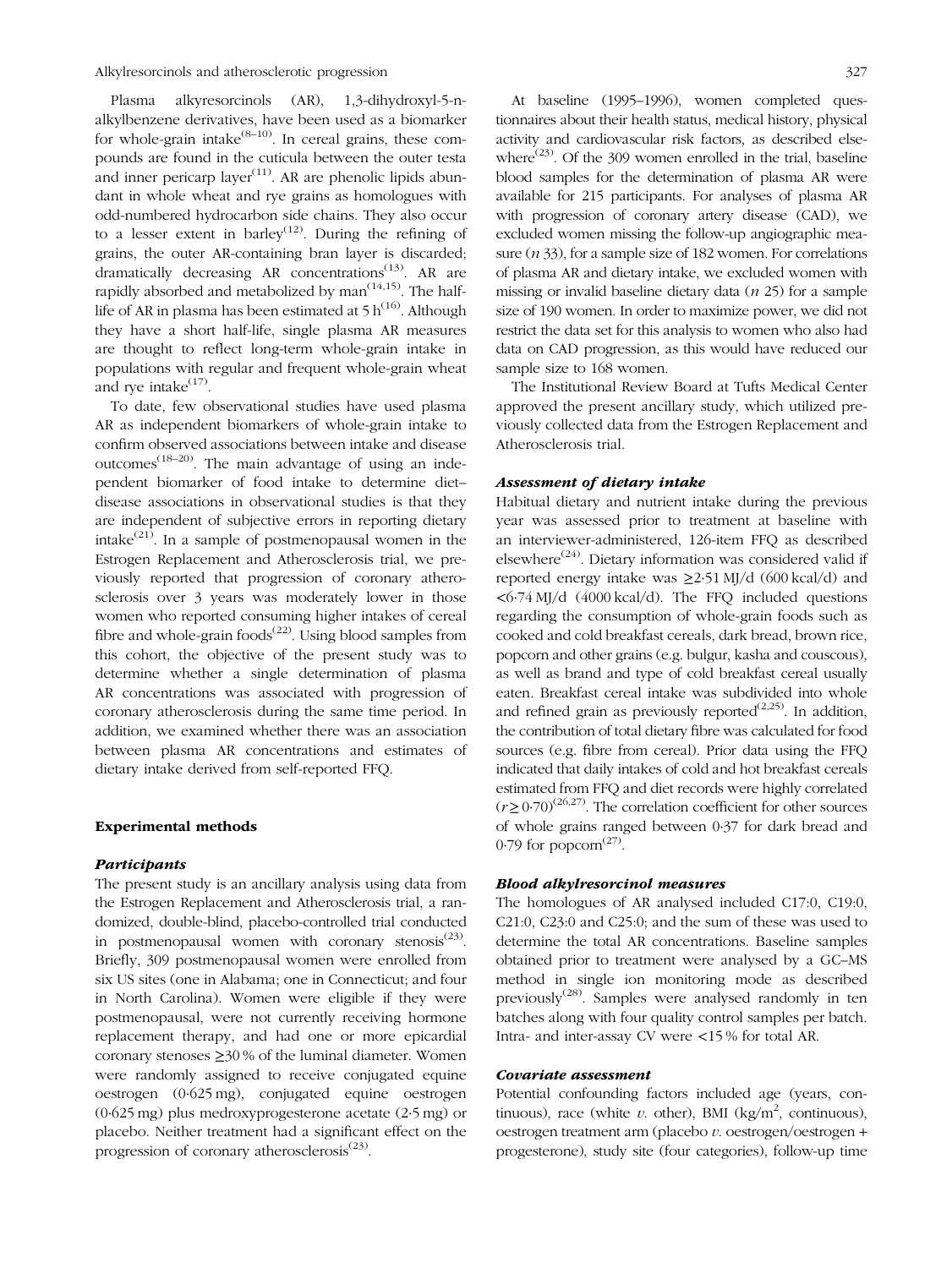Plasma alkyresorcinols (AR), 1,3-dihydroxyl-5-n-alkylbenzene derivatives, have been used as a biomarker for whole-grain intake[8–10]. In cereal grains, these compounds are found in the cuticula between the outer testa and inner pericarp layer[11]. AR are phenolic lipids abundant in whole wheat and rye grains as homologues with odd-numbered hydrocarbon side chains. They also occur to a lesser extent in barley[12]. During the refining of grains, the outer AR-containing bran layer is discarded; dramatically decreasing AR concentrations[13]. AR are rapidly absorbed and metabolized by man[14,15]. The half-life of AR in plasma has been estimated at 5 h[16]. Although they have a short half-life, single plasma AR measures are thought to reflect long-term whole-grain intake in populations with regular and frequent whole-grain wheat and rye intake[17].

To date, few observational studies have used plasma AR as independent biomarkers of whole-grain intake to confirm observed associations between intake and disease outcomes[18–20]. The main advantage of using an independent biomarker of food intake to determine diet–disease associations in observational studies is that they are independent of subjective errors in reporting dietary intake[21]. In a sample of postmenopausal women in the Estrogen Replacement and Atherosclerosis trial, we previously reported that progression of coronary atherosclerosis over 3 years was moderately lower in those women who reported consuming higher intakes of cereal fibre and whole-grain foods[22]. Using blood samples from this cohort, the objective of the present study was to determine whether a single determination of plasma AR concentrations was associated with progression of coronary atherosclerosis during the same time period. In addition, we examined whether there was an association between plasma AR concentrations and estimates of dietary intake derived from self-reported FFQ.

## Experimental methods

### *Participants*

The present study is an ancillary analysis using data from the Estrogen Replacement and Atherosclerosis trial, a randomized, double-blind, placebo-controlled trial conducted in postmenopausal women with coronary stenosis[23]. Briefly, 309 postmenopausal women were enrolled from six US sites (one in Alabama; one in Connecticut; and four in North Carolina). Women were eligible if they were postmenopausal, were not currently receiving hormone replacement therapy, and had one or more epicardial coronary stenoses ≥30 % of the luminal diameter. Women were randomly assigned to receive conjugated equine oestrogen (0·625 mg), conjugated equine oestrogen (0·625 mg) plus medroxyprogesterone acetate (2·5 mg) or placebo. Neither treatment had a significant effect on the progression of coronary atherosclerosis[23].

At baseline (1995–1996), women completed questionnaires about their health status, medical history, physical activity and cardiovascular risk factors, as described elsewhere[23]. Of the 309 women enrolled in the trial, baseline blood samples for the determination of plasma AR were available for 215 participants. For analyses of plasma AR with progression of coronary artery disease (CAD), we excluded women missing the follow-up angiographic measure (*n* 33), for a sample size of 182 women. For correlations of plasma AR and dietary intake, we excluded women with missing or invalid baseline dietary data (*n* 25) for a sample size of 190 women. In order to maximize power, we did not restrict the data set for this analysis to women who also had data on CAD progression, as this would have reduced our sample size to 168 women.

The Institutional Review Board at Tufts Medical Center approved the present ancillary study, which utilized previously collected data from the Estrogen Replacement and Atherosclerosis trial.

### *Assessment of dietary intake*

Habitual dietary and nutrient intake during the previous year was assessed prior to treatment at baseline with an interviewer-administered, 126-item FFQ as described elsewhere[24]. Dietary information was considered valid if reported energy intake was ≥2·51 MJ/d (600 kcal/d) and <6·74 MJ/d (4000 kcal/d). The FFQ included questions regarding the consumption of whole-grain foods such as cooked and cold breakfast cereals, dark bread, brown rice, popcorn and other grains (e.g. bulgur, kasha and couscous), as well as brand and type of cold breakfast cereal usually eaten. Breakfast cereal intake was subdivided into whole and refined grain as previously reported[2,25]. In addition, the contribution of total dietary fibre was calculated for food sources (e.g. fibre from cereal). Prior data using the FFQ indicated that daily intakes of cold and hot breakfast cereals estimated from FFQ and diet records were highly correlated ($r \geq 0{\cdot}70$)[26,27]. The correlation coefficient for other sources of whole grains ranged between 0·37 for dark bread and 0·79 for popcorn[27].

### *Blood alkylresorcinol measures*

The homologues of AR analysed included C17:0, C19:0, C21:0, C23:0 and C25:0; and the sum of these was used to determine the total AR concentrations. Baseline samples obtained prior to treatment were analysed by a GC–MS method in single ion monitoring mode as described previously[28]. Samples were analysed randomly in ten batches along with four quality control samples per batch. Intra- and inter-assay CV were <15 % for total AR.

### *Covariate assessment*

Potential confounding factors included age (years, continuous), race (white *v.* other), BMI (kg/m$^2$, continuous), oestrogen treatment arm (placebo *v.* oestrogen/oestrogen + progesterone), study site (four categories), follow-up time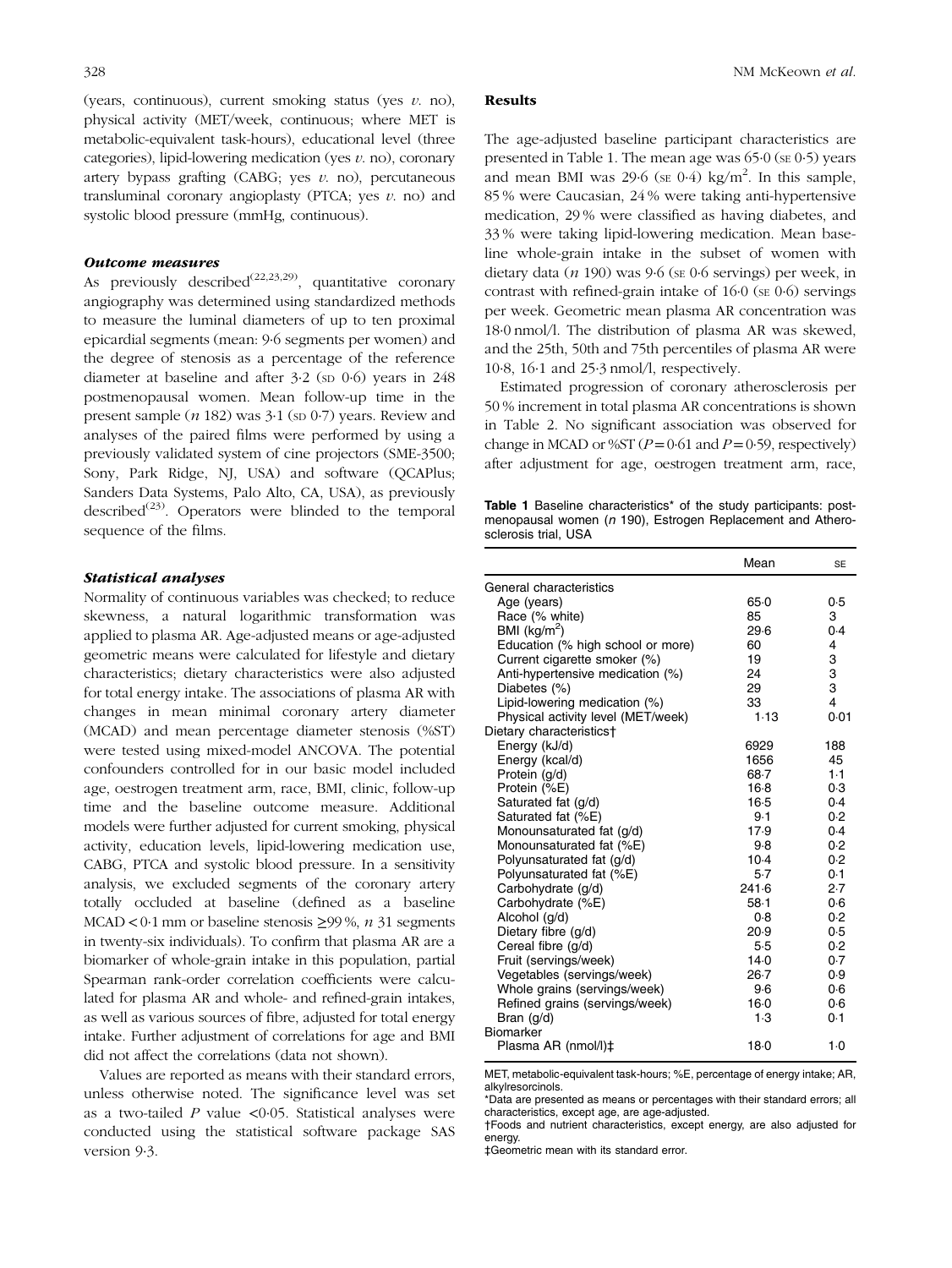(years, continuous), current smoking status (yes *v.* no), physical activity (MET/week, continuous; where MET is metabolic-equivalent task-hours), educational level (three categories), lipid-lowering medication (yes *v.* no), coronary artery bypass grafting (CABG; yes *v.* no), percutaneous transluminal coronary angioplasty (PTCA; yes *v.* no) and systolic blood pressure (mmHg, continuous).

### Outcome measures

As previously described[22,23,29], quantitative coronary angiography was determined using standardized methods to measure the luminal diameters of up to ten proximal epicardial segments (mean: 9·6 segments per women) and the degree of stenosis as a percentage of the reference diameter at baseline and after 3·2 (SD 0·6) years in 248 postmenopausal women. Mean follow-up time in the present sample (*n* 182) was 3·1 (SD 0·7) years. Review and analyses of the paired films were performed by using a previously validated system of cine projectors (SME-3500; Sony, Park Ridge, NJ, USA) and software (QCAPlus; Sanders Data Systems, Palo Alto, CA, USA), as previously described[23]. Operators were blinded to the temporal sequence of the films.

### Statistical analyses

Normality of continuous variables was checked; to reduce skewness, a natural logarithmic transformation was applied to plasma AR. Age-adjusted means or age-adjusted geometric means were calculated for lifestyle and dietary characteristics; dietary characteristics were also adjusted for total energy intake. The associations of plasma AR with changes in mean minimal coronary artery diameter (MCAD) and mean percentage diameter stenosis (%ST) were tested using mixed-model ANCOVA. The potential confounders controlled for in our basic model included age, oestrogen treatment arm, race, BMI, clinic, follow-up time and the baseline outcome measure. Additional models were further adjusted for current smoking, physical activity, education levels, lipid-lowering medication use, CABG, PTCA and systolic blood pressure. In a sensitivity analysis, we excluded segments of the coronary artery totally occluded at baseline (defined as a baseline MCAD < 0·1 mm or baseline stenosis ≥99 %, *n* 31 segments in twenty-six individuals). To confirm that plasma AR are a biomarker of whole-grain intake in this population, partial Spearman rank-order correlation coefficients were calculated for plasma AR and whole- and refined-grain intakes, as well as various sources of fibre, adjusted for total energy intake. Further adjustment of correlations for age and BMI did not affect the correlations (data not shown).

Values are reported as means with their standard errors, unless otherwise noted. The significance level was set as a two-tailed *P* value <0·05. Statistical analyses were conducted using the statistical software package SAS version 9·3.

## Results

The age-adjusted baseline participant characteristics are presented in Table 1. The mean age was 65·0 (SE 0·5) years and mean BMI was 29·6 (SE 0·4) kg/m$^2$. In this sample, 85 % were Caucasian, 24 % were taking anti-hypertensive medication, 29 % were classified as having diabetes, and 33 % were taking lipid-lowering medication. Mean baseline whole-grain intake in the subset of women with dietary data (*n* 190) was 9·6 (SE 0·6 servings) per week, in contrast with refined-grain intake of 16·0 (SE 0·6) servings per week. Geometric mean plasma AR concentration was 18·0 nmol/l. The distribution of plasma AR was skewed, and the 25th, 50th and 75th percentiles of plasma AR were 10·8, 16·1 and 25·3 nmol/l, respectively.

Estimated progression of coronary atherosclerosis per 50 % increment in total plasma AR concentrations is shown in Table 2. No significant association was observed for change in MCAD or %ST (*P* = 0·61 and *P* = 0·59, respectively) after adjustment for age, oestrogen treatment arm, race,

**Table 1** Baseline characteristics* of the study participants: postmenopausal women (*n* 190), Estrogen Replacement and Atherosclerosis trial, USA

| | Mean | SE |
|---|---|---|
| General characteristics | | |
| Age (years) | 65·0 | 0·5 |
| Race (% white) | 85 | 3 |
| BMI (kg/m$^2$) | 29·6 | 0·4 |
| Education (% high school or more) | 60 | 4 |
| Current cigarette smoker (%) | 19 | 3 |
| Anti-hypertensive medication (%) | 24 | 3 |
| Diabetes (%) | 29 | 3 |
| Lipid-lowering medication (%) | 33 | 4 |
| Physical activity level (MET/week) | 1·13 | 0·01 |
| Dietary characteristics† | | |
| Energy (kJ/d) | 6929 | 188 |
| Energy (kcal/d) | 1656 | 45 |
| Protein (g/d) | 68·7 | 1·1 |
| Protein (%E) | 16·8 | 0·3 |
| Saturated fat (g/d) | 16·5 | 0·4 |
| Saturated fat (%E) | 9·1 | 0·2 |
| Monounsaturated fat (g/d) | 17·9 | 0·4 |
| Monounsaturated fat (%E) | 9·8 | 0·2 |
| Polyunsaturated fat (g/d) | 10·4 | 0·2 |
| Polyunsaturated fat (%E) | 5·7 | 0·1 |
| Carbohydrate (g/d) | 241·6 | 2·7 |
| Carbohydrate (%E) | 58·1 | 0·6 |
| Alcohol (g/d) | 0·8 | 0·2 |
| Dietary fibre (g/d) | 20·9 | 0·5 |
| Cereal fibre (g/d) | 5·5 | 0·2 |
| Fruit (servings/week) | 14·0 | 0·7 |
| Vegetables (servings/week) | 26·7 | 0·9 |
| Whole grains (servings/week) | 9·6 | 0·6 |
| Refined grains (servings/week) | 16·0 | 0·6 |
| Bran (g/d) | 1·3 | 0·1 |
| Biomarker | | |
| Plasma AR (nmol/l)‡ | 18·0 | 1·0 |

MET, metabolic-equivalent task-hours; %E, percentage of energy intake; AR, alkylresorcinols.
*Data are presented as means or percentages with their standard errors; all characteristics, except age, are age-adjusted.
†Foods and nutrient characteristics, except energy, are also adjusted for energy.
‡Geometric mean with its standard error.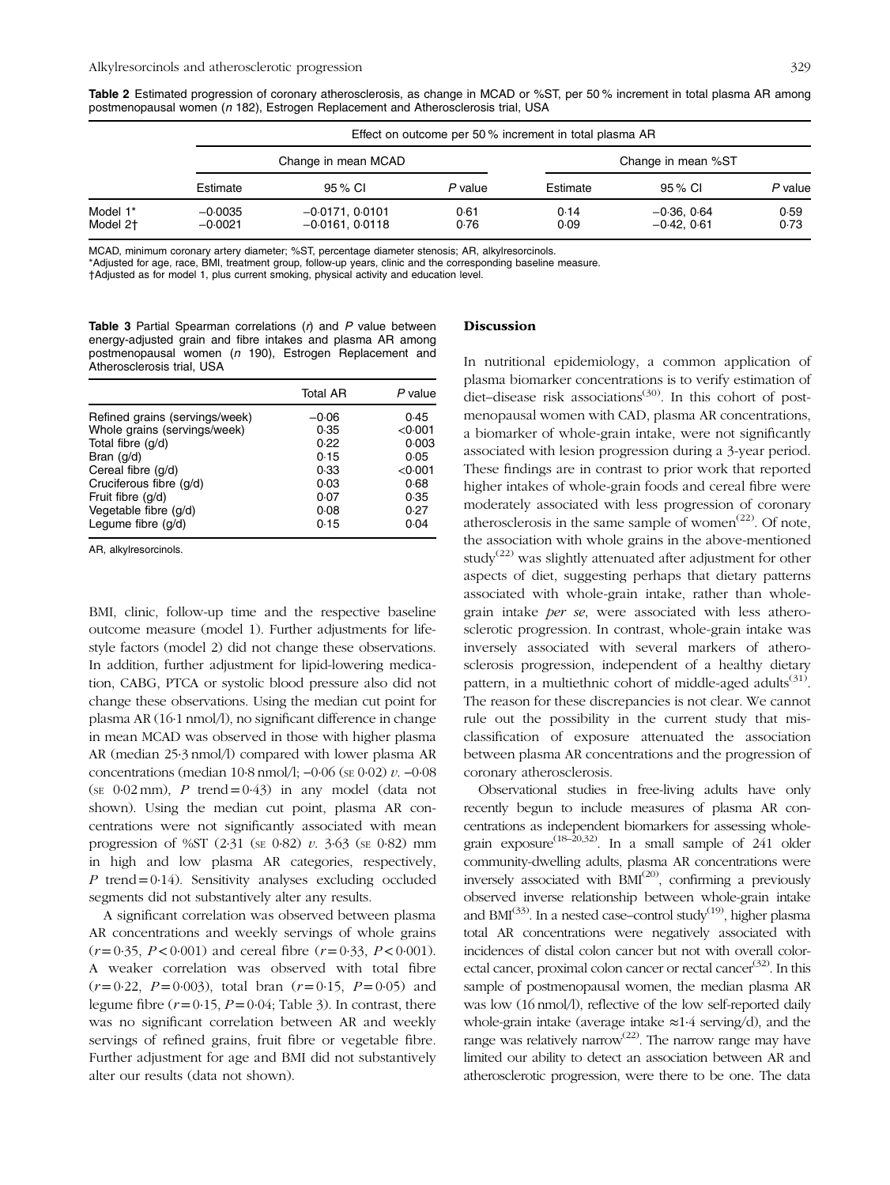**Table 2** Estimated progression of coronary atherosclerosis, as change in MCAD or %ST, per 50 % increment in total plasma AR among postmenopausal women (*n* 182), Estrogen Replacement and Atherosclerosis trial, USA

| | Effect on outcome per 50 % increment in total plasma AR | | | | | |
|---|---|---|---|---|---|---|
| | Change in mean MCAD | | | Change in mean %ST | | |
| | Estimate | 95 % CI | *P* value | Estimate | 95 % CI | *P* value |
| Model 1* | −0·0035 | −0·0171, 0·0101 | 0·61 | 0·14 | −0·36, 0·64 | 0·59 |
| Model 2† | −0·0021 | −0·0161, 0·0118 | 0·76 | 0·09 | −0·42, 0·61 | 0·73 |

MCAD, minimum coronary artery diameter; %ST, percentage diameter stenosis; AR, alkylresorcinols.
*Adjusted for age, race, BMI, treatment group, follow-up years, clinic and the corresponding baseline measure.
†Adjusted as for model 1, plus current smoking, physical activity and education level.

**Table 3** Partial Spearman correlations (*r*) and *P* value between energy-adjusted grain and fibre intakes and plasma AR among postmenopausal women (*n* 190), Estrogen Replacement and Atherosclerosis trial, USA

| | Total AR | *P* value |
|---|---|---|
| Refined grains (servings/week) | −0·06 | 0·45 |
| Whole grains (servings/week) | 0·35 | <0·001 |
| Total fibre (g/d) | 0·22 | 0·003 |
| Bran (g/d) | 0·15 | 0·05 |
| Cereal fibre (g/d) | 0·33 | <0·001 |
| Cruciferous fibre (g/d) | 0·03 | 0·68 |
| Fruit fibre (g/d) | 0·07 | 0·35 |
| Vegetable fibre (g/d) | 0·08 | 0·27 |
| Legume fibre (g/d) | 0·15 | 0·04 |

AR, alkylresorcinols.

BMI, clinic, follow-up time and the respective baseline outcome measure (model 1). Further adjustments for lifestyle factors (model 2) did not change these observations. In addition, further adjustment for lipid-lowering medication, CABG, PTCA or systolic blood pressure also did not change these observations. Using the median cut point for plasma AR (16·1 nmol/l), no significant difference in change in mean MCAD was observed in those with higher plasma AR (median 25·3 nmol/l) compared with lower plasma AR concentrations (median 10·8 nmol/l; −0·06 (SE 0·02) *v*. −0·08 (SE 0·02 mm), *P* trend = 0·43) in any model (data not shown). Using the median cut point, plasma AR concentrations were not significantly associated with mean progression of %ST (2·31 (SE 0·82) *v*. 3·63 (SE 0·82) mm in high and low plasma AR categories, respectively, *P* trend = 0·14). Sensitivity analyses excluding occluded segments did not substantively alter any results.

A significant correlation was observed between plasma AR concentrations and weekly servings of whole grains ($r = 0·35$, $P < 0·001$) and cereal fibre ($r = 0·33$, $P < 0·001$). A weaker correlation was observed with total fibre ($r = 0·22$, $P = 0·003$), total bran ($r = 0·15$, $P = 0·05$) and legume fibre ($r = 0·15$, $P = 0·04$; Table 3). In contrast, there was no significant correlation between AR and weekly servings of refined grains, fruit fibre or vegetable fibre. Further adjustment for age and BMI did not substantively alter our results (data not shown).

## Discussion

In nutritional epidemiology, a common application of plasma biomarker concentrations is to verify estimation of diet–disease risk associations[30]. In this cohort of postmenopausal women with CAD, plasma AR concentrations, a biomarker of whole-grain intake, were not significantly associated with lesion progression during a 3-year period. These findings are in contrast to prior work that reported higher intakes of whole-grain foods and cereal fibre were moderately associated with less progression of coronary atherosclerosis in the same sample of women[22]. Of note, the association with whole grains in the above-mentioned study[22] was slightly attenuated after adjustment for other aspects of diet, suggesting perhaps that dietary patterns associated with whole-grain intake, rather than whole-grain intake *per se*, were associated with less atherosclerotic progression. In contrast, whole-grain intake was inversely associated with several markers of atherosclerosis progression, independent of a healthy dietary pattern, in a multiethnic cohort of middle-aged adults[31]. The reason for these discrepancies is not clear. We cannot rule out the possibility in the current study that misclassification of exposure attenuated the association between plasma AR concentrations and the progression of coronary atherosclerosis.

Observational studies in free-living adults have only recently begun to include measures of plasma AR concentrations as independent biomarkers for assessing whole-grain exposure[18–20,32]. In a small sample of 241 older community-dwelling adults, plasma AR concentrations were inversely associated with BMI[20], confirming a previously observed inverse relationship between whole-grain intake and BMI[33]. In a nested case–control study[19], higher plasma total AR concentrations were negatively associated with incidences of distal colon cancer but not with overall colorectal cancer, proximal colon cancer or rectal cancer[32]. In this sample of postmenopausal women, the median plasma AR was low (16 nmol/l), reflective of the low self-reported daily whole-grain intake (average intake ≈1·4 serving/d), and the range was relatively narrow[22]. The narrow range may have limited our ability to detect an association between AR and atherosclerotic progression, were there to be one. The data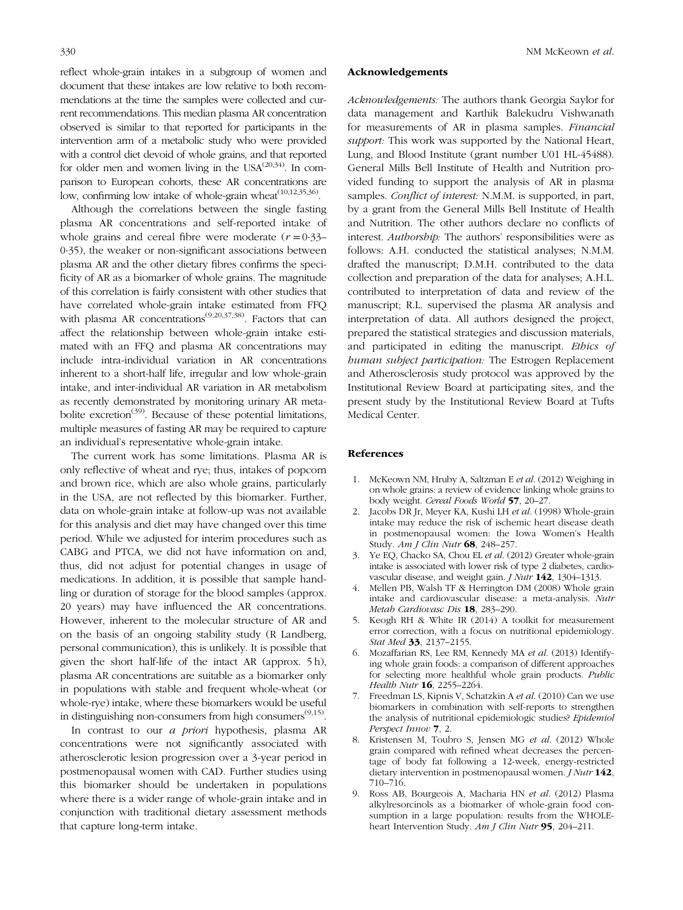reflect whole-grain intakes in a subgroup of women and document that these intakes are low relative to both recommendations at the time the samples were collected and current recommendations. This median plasma AR concentration observed is similar to that reported for participants in the intervention arm of a metabolic study who were provided with a control diet devoid of whole grains, and that reported for older men and women living in the USA[20,34]. In comparison to European cohorts, these AR concentrations are low, confirming low intake of whole-grain wheat[10,12,35,36].

Although the correlations between the single fasting plasma AR concentrations and self-reported intake of whole grains and cereal fibre were moderate ($r = 0{\cdot}33$–$0{\cdot}35$), the weaker or non-significant associations between plasma AR and the other dietary fibres confirms the specificity of AR as a biomarker of whole grains. The magnitude of this correlation is fairly consistent with other studies that have correlated whole-grain intake estimated from FFQ with plasma AR concentrations[9,20,37,38]. Factors that can affect the relationship between whole-grain intake estimated with an FFQ and plasma AR concentrations may include intra-individual variation in AR concentrations inherent to a short-half life, irregular and low whole-grain intake, and inter-individual AR variation in AR metabolism as recently demonstrated by monitoring urinary AR metabolite excretion[39]. Because of these potential limitations, multiple measures of fasting AR may be required to capture an individual's representative whole-grain intake.

The current work has some limitations. Plasma AR is only reflective of wheat and rye; thus, intakes of popcorn and brown rice, which are also whole grains, particularly in the USA, are not reflected by this biomarker. Further, data on whole-grain intake at follow-up was not available for this analysis and diet may have changed over this time period. While we adjusted for interim procedures such as CABG and PTCA, we did not have information on and, thus, did not adjust for potential changes in usage of medications. In addition, it is possible that sample handling or duration of storage for the blood samples (approx. 20 years) may have influenced the AR concentrations. However, inherent to the molecular structure of AR and on the basis of an ongoing stability study (R Landberg, personal communication), this is unlikely. It is possible that given the short half-life of the intact AR (approx. 5 h), plasma AR concentrations are suitable as a biomarker only in populations with stable and frequent whole-wheat (or whole-rye) intake, where these biomarkers would be useful in distinguishing non-consumers from high consumers[9,15].

In contrast to our *a priori* hypothesis, plasma AR concentrations were not significantly associated with atherosclerotic lesion progression over a 3-year period in postmenopausal women with CAD. Further studies using this biomarker should be undertaken in populations where there is a wider range of whole-grain intake and in conjunction with traditional dietary assessment methods that capture long-term intake.

## Acknowledgements

*Acknowledgements:* The authors thank Georgia Saylor for data management and Karthik Balekudru Vishwanath for measurements of AR in plasma samples. *Financial support:* This work was supported by the National Heart, Lung, and Blood Institute (grant number U01 HL-45488). General Mills Bell Institute of Health and Nutrition provided funding to support the analysis of AR in plasma samples. *Conflict of interest:* N.M.M. is supported, in part, by a grant from the General Mills Bell Institute of Health and Nutrition. The other authors declare no conflicts of interest. *Authorship:* The authors' responsibilities were as follows: A.H. conducted the statistical analyses; N.M.M. drafted the manuscript; D.M.H. contributed to the data collection and preparation of the data for analyses; A.H.L. contributed to interpretation of data and review of the manuscript; R.L. supervised the plasma AR analysis and interpretation of data. All authors designed the project, prepared the statistical strategies and discussion materials, and participated in editing the manuscript. *Ethics of human subject participation:* The Estrogen Replacement and Atherosclerosis study protocol was approved by the Institutional Review Board at participating sites, and the present study by the Institutional Review Board at Tufts Medical Center.

## References

1. McKeown NM, Hruby A, Saltzman E *et al.* (2012) Weighing in on whole grains: a review of evidence linking whole grains to body weight. *Cereal Foods World* **57**, 20–27.
2. Jacobs DR Jr, Meyer KA, Kushi LH *et al.* (1998) Whole-grain intake may reduce the risk of ischemic heart disease death in postmenopausal women: the Iowa Women's Health Study. *Am J Clin Nutr* **68**, 248–257.
3. Ye EQ, Chacko SA, Chou EL *et al.* (2012) Greater whole-grain intake is associated with lower risk of type 2 diabetes, cardiovascular disease, and weight gain. *J Nutr* **142**, 1304–1313.
4. Mellen PB, Walsh TF & Herrington DM (2008) Whole grain intake and cardiovascular disease: a meta-analysis. *Nutr Metab Cardiovasc Dis* **18**, 283–290.
5. Keogh RH & White IR (2014) A toolkit for measurement error correction, with a focus on nutritional epidemiology. *Stat Med* **33**, 2137–2155.
6. Mozaffarian RS, Lee RM, Kennedy MA *et al.* (2013) Identifying whole grain foods: a comparison of different approaches for selecting more healthful whole grain products. *Public Health Nutr* **16**, 2255–2264.
7. Freedman LS, Kipnis V, Schatzkin A *et al.* (2010) Can we use biomarkers in combination with self-reports to strengthen the analysis of nutritional epidemiologic studies? *Epidemiol Perspect Innov* **7**, 2.
8. Kristensen M, Toubro S, Jensen MG *et al.* (2012) Whole grain compared with refined wheat decreases the percentage of body fat following a 12-week, energy-restricted dietary intervention in postmenopausal women. *J Nutr* **142**, 710–716.
9. Ross AB, Bourgeois A, Macharia HN *et al.* (2012) Plasma alkylresorcinols as a biomarker of whole-grain food consumption in a large population: results from the WHOLEheart Intervention Study. *Am J Clin Nutr* **95**, 204–211.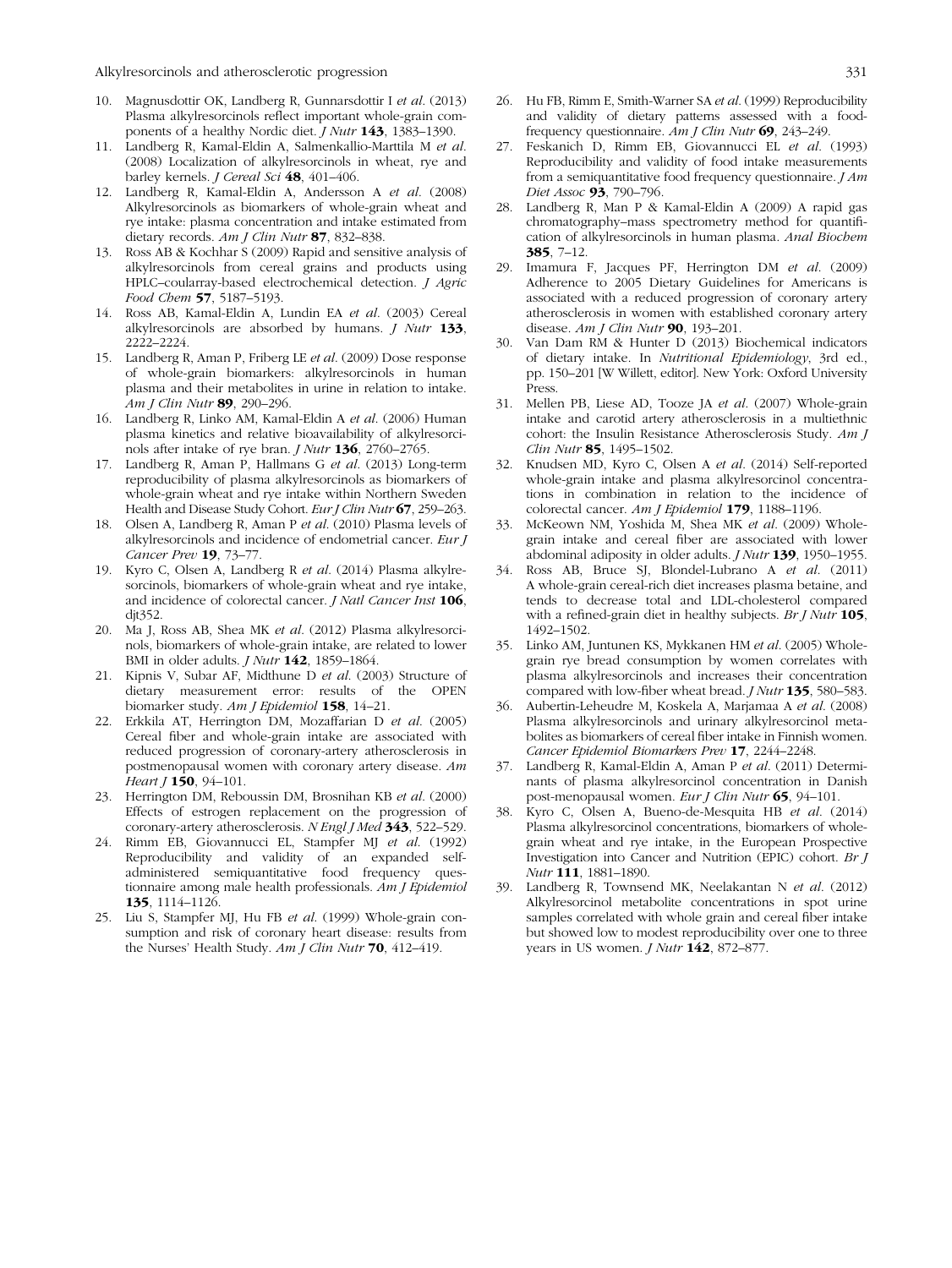10. Magnusdottir OK, Landberg R, Gunnarsdottir I *et al.* (2013) Plasma alkylresorcinols reflect important whole-grain components of a healthy Nordic diet. *J Nutr* **143**, 1383–1390.
11. Landberg R, Kamal-Eldin A, Salmenkallio-Marttila M *et al.* (2008) Localization of alkylresorcinols in wheat, rye and barley kernels. *J Cereal Sci* **48**, 401–406.
12. Landberg R, Kamal-Eldin A, Andersson A *et al.* (2008) Alkylresorcinols as biomarkers of whole-grain wheat and rye intake: plasma concentration and intake estimated from dietary records. *Am J Clin Nutr* **87**, 832–838.
13. Ross AB & Kochhar S (2009) Rapid and sensitive analysis of alkylresorcinols from cereal grains and products using HPLC–coularray-based electrochemical detection. *J Agric Food Chem* **57**, 5187–5193.
14. Ross AB, Kamal-Eldin A, Lundin EA *et al.* (2003) Cereal alkylresorcinols are absorbed by humans. *J Nutr* **133**, 2222–2224.
15. Landberg R, Aman P, Friberg LE *et al.* (2009) Dose response of whole-grain biomarkers: alkylresorcinols in human plasma and their metabolites in urine in relation to intake. *Am J Clin Nutr* **89**, 290–296.
16. Landberg R, Linko AM, Kamal-Eldin A *et al.* (2006) Human plasma kinetics and relative bioavailability of alkylresorcinols after intake of rye bran. *J Nutr* **136**, 2760–2765.
17. Landberg R, Aman P, Hallmans G *et al.* (2013) Long-term reproducibility of plasma alkylresorcinols as biomarkers of whole-grain wheat and rye intake within Northern Sweden Health and Disease Study Cohort. *Eur J Clin Nutr* **67**, 259–263.
18. Olsen A, Landberg R, Aman P *et al.* (2010) Plasma levels of alkylresorcinols and incidence of endometrial cancer. *Eur J Cancer Prev* **19**, 73–77.
19. Kyro C, Olsen A, Landberg R *et al.* (2014) Plasma alkylresorcinols, biomarkers of whole-grain wheat and rye intake, and incidence of colorectal cancer. *J Natl Cancer Inst* **106**, djt352.
20. Ma J, Ross AB, Shea MK *et al.* (2012) Plasma alkylresorcinols, biomarkers of whole-grain intake, are related to lower BMI in older adults. *J Nutr* **142**, 1859–1864.
21. Kipnis V, Subar AF, Midthune D *et al.* (2003) Structure of dietary measurement error: results of the OPEN biomarker study. *Am J Epidemiol* **158**, 14–21.
22. Erkkila AT, Herrington DM, Mozaffarian D *et al.* (2005) Cereal fiber and whole-grain intake are associated with reduced progression of coronary-artery atherosclerosis in postmenopausal women with coronary artery disease. *Am Heart J* **150**, 94–101.
23. Herrington DM, Reboussin DM, Brosnihan KB *et al.* (2000) Effects of estrogen replacement on the progression of coronary-artery atherosclerosis. *N Engl J Med* **343**, 522–529.
24. Rimm EB, Giovannucci EL, Stampfer MJ *et al.* (1992) Reproducibility and validity of an expanded self-administered semiquantitative food frequency questionnaire among male health professionals. *Am J Epidemiol* **135**, 1114–1126.
25. Liu S, Stampfer MJ, Hu FB *et al.* (1999) Whole-grain consumption and risk of coronary heart disease: results from the Nurses' Health Study. *Am J Clin Nutr* **70**, 412–419.
26. Hu FB, Rimm E, Smith-Warner SA *et al.* (1999) Reproducibility and validity of dietary patterns assessed with a food-frequency questionnaire. *Am J Clin Nutr* **69**, 243–249.
27. Feskanich D, Rimm EB, Giovannucci EL *et al.* (1993) Reproducibility and validity of food intake measurements from a semiquantitative food frequency questionnaire. *J Am Diet Assoc* **93**, 790–796.
28. Landberg R, Man P & Kamal-Eldin A (2009) A rapid gas chromatography–mass spectrometry method for quantification of alkylresorcinols in human plasma. *Anal Biochem* **385**, 7–12.
29. Imamura F, Jacques PF, Herrington DM *et al.* (2009) Adherence to 2005 Dietary Guidelines for Americans is associated with a reduced progression of coronary artery atherosclerosis in women with established coronary artery disease. *Am J Clin Nutr* **90**, 193–201.
30. Van Dam RM & Hunter D (2013) Biochemical indicators of dietary intake. In *Nutritional Epidemiology*, 3rd ed., pp. 150–201 [W Willett, editor]. New York: Oxford University Press.
31. Mellen PB, Liese AD, Tooze JA *et al.* (2007) Whole-grain intake and carotid artery atherosclerosis in a multiethnic cohort: the Insulin Resistance Atherosclerosis Study. *Am J Clin Nutr* **85**, 1495–1502.
32. Knudsen MD, Kyro C, Olsen A *et al.* (2014) Self-reported whole-grain intake and plasma alkylresorcinol concentrations in combination in relation to the incidence of colorectal cancer. *Am J Epidemiol* **179**, 1188–1196.
33. McKeown NM, Yoshida M, Shea MK *et al.* (2009) Whole-grain intake and cereal fiber are associated with lower abdominal adiposity in older adults. *J Nutr* **139**, 1950–1955.
34. Ross AB, Bruce SJ, Blondel-Lubrano A *et al.* (2011) A whole-grain cereal-rich diet increases plasma betaine, and tends to decrease total and LDL-cholesterol compared with a refined-grain diet in healthy subjects. *Br J Nutr* **105**, 1492–1502.
35. Linko AM, Juntunen KS, Mykkanen HM *et al.* (2005) Whole-grain rye bread consumption by women correlates with plasma alkylresorcinols and increases their concentration compared with low-fiber wheat bread. *J Nutr* **135**, 580–583.
36. Aubertin-Leheudre M, Koskela A, Marjamaa A *et al.* (2008) Plasma alkylresorcinols and urinary alkylresorcinol metabolites as biomarkers of cereal fiber intake in Finnish women. *Cancer Epidemiol Biomarkers Prev* **17**, 2244–2248.
37. Landberg R, Kamal-Eldin A, Aman P *et al.* (2011) Determinants of plasma alkylresorcinol concentration in Danish post-menopausal women. *Eur J Clin Nutr* **65**, 94–101.
38. Kyro C, Olsen A, Bueno-de-Mesquita HB *et al.* (2014) Plasma alkylresorcinol concentrations, biomarkers of whole-grain wheat and rye intake, in the European Prospective Investigation into Cancer and Nutrition (EPIC) cohort. *Br J Nutr* **111**, 1881–1890.
39. Landberg R, Townsend MK, Neelakantan N *et al.* (2012) Alkylresorcinol metabolite concentrations in spot urine samples correlated with whole grain and cereal fiber intake but showed low to modest reproducibility over one to three years in US women. *J Nutr* **142**, 872–877.